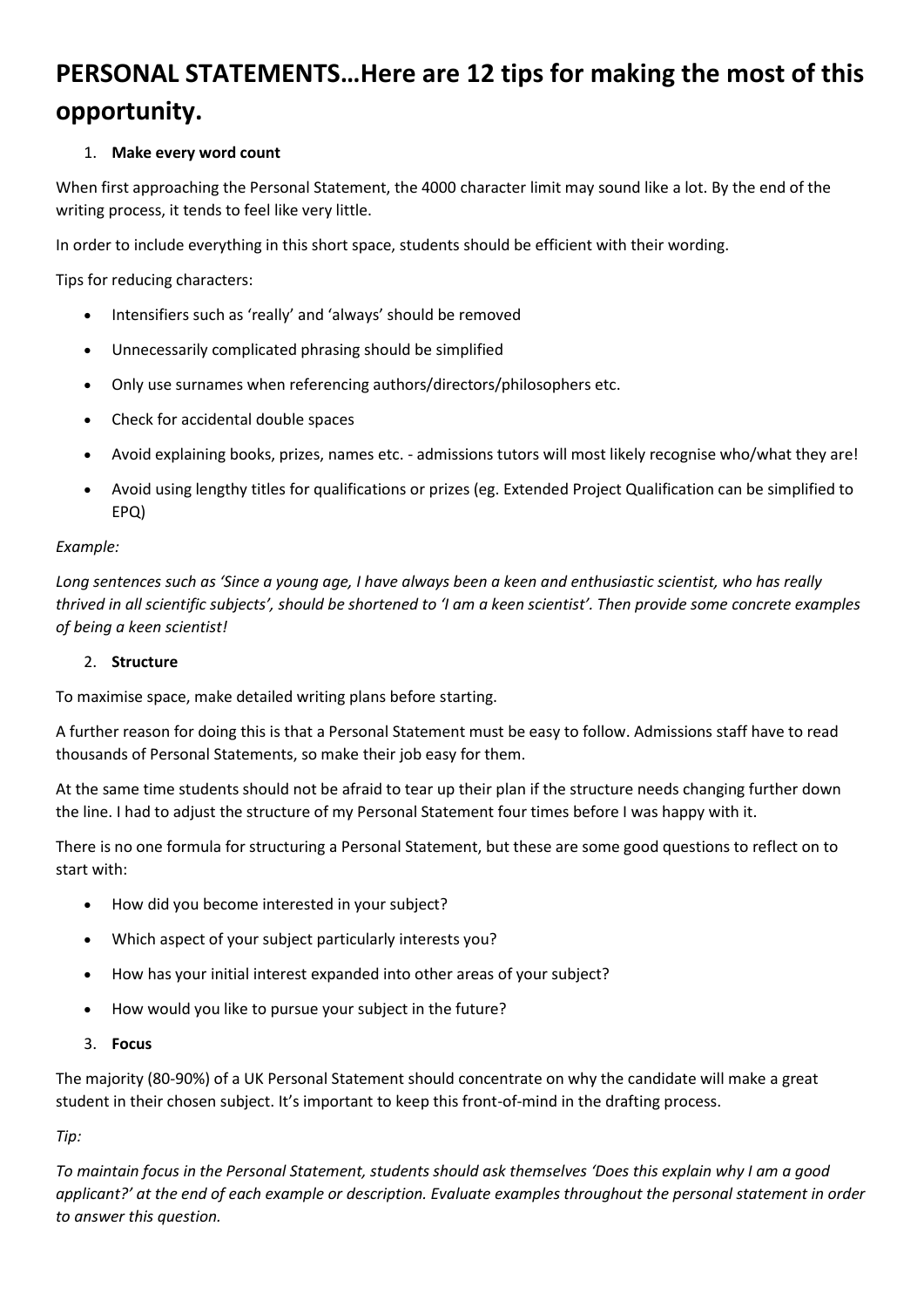# PERSONAL STATEMENTS…Here are 12 tips for making the most of this opportunity.

1. **Make every word count**

When first approaching the Personal Statement, the 4000 character limit may sound like a lot. By the end of the writing process, it tends to feel like very little.

In order to include everything in this short space, students should be efficient with their wording.

Tips for reducing characters:

- Intensifiers such as 'really' and 'always' should be removed
- Unnecessarily complicated phrasing should be simplified
- Only use surnames when referencing authors/directors/philosophers etc.
- Check for accidental double spaces
- Avoid explaining books, prizes, names etc. - admissions tutors will most likely recognise who/what they are!
- Avoid using lengthy titles for qualifications or prizes (eg. Extended Project Qualification can be simplified to EPQ)

*Example:*

*Long sentences such as 'Since a young age, I have always been a keen and enthusiastic scientist, who has really thrived in all scientific subjects', should be shortened to 'I am a keen scientist'. Then provide some concrete examples of being a keen scientist!*

2. **Structure**

To maximise space, make detailed writing plans before starting.

A further reason for doing this is that a Personal Statement must be easy to follow. Admissions staff have to read thousands of Personal Statements, so make their job easy for them.

At the same time students should not be afraid to tear up their plan if the structure needs changing further down the line. I had to adjust the structure of my Personal Statement four times before I was happy with it.

There is no one formula for structuring a Personal Statement, but these are some good questions to reflect on to start with:

- How did you become interested in your subject?
- Which aspect of your subject particularly interests you?
- How has your initial interest expanded into other areas of your subject?
- How would you like to pursue your subject in the future?

3. **Focus**

The majority (80-90%) of a UK Personal Statement should concentrate on why the candidate will make a great student in their chosen subject. It's important to keep this front-of-mind in the drafting process.

*Tip:*

*To maintain focus in the Personal Statement, students should ask themselves 'Does this explain why I am a good applicant?' at the end of each example or description. Evaluate examples throughout the personal statement in order to answer this question.*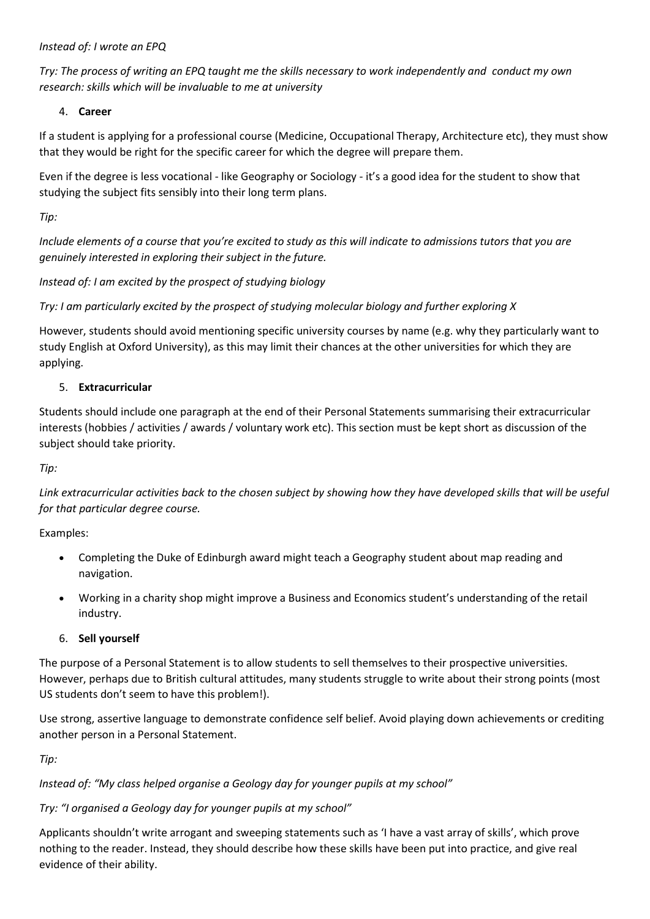*Instead of: I wrote an EPQ*

*Try: The process of writing an EPQ taught me the skills necessary to work independently and conduct my own research: skills which will be invaluable to me at university*

4. **Career**

If a student is applying for a professional course (Medicine, Occupational Therapy, Architecture etc), they must show that they would be right for the specific career for which the degree will prepare them.

Even if the degree is less vocational - like Geography or Sociology - it's a good idea for the student to show that studying the subject fits sensibly into their long term plans.

*Tip:*

*Include elements of a course that you're excited to study as this will indicate to admissions tutors that you are genuinely interested in exploring their subject in the future.*

*Instead of: I am excited by the prospect of studying biology*

*Try: I am particularly excited by the prospect of studying molecular biology and further exploring X*

However, students should avoid mentioning specific university courses by name (e.g. why they particularly want to study English at Oxford University), as this may limit their chances at the other universities for which they are applying.

5. **Extracurricular**

Students should include one paragraph at the end of their Personal Statements summarising their extracurricular interests (hobbies / activities / awards / voluntary work etc). This section must be kept short as discussion of the subject should take priority.

*Tip:*

*Link extracurricular activities back to the chosen subject by showing how they have developed skills that will be useful for that particular degree course.*

Examples:

- Completing the Duke of Edinburgh award might teach a Geography student about map reading and navigation.
- Working in a charity shop might improve a Business and Economics student's understanding of the retail industry.

6. **Sell yourself**

The purpose of a Personal Statement is to allow students to sell themselves to their prospective universities. However, perhaps due to British cultural attitudes, many students struggle to write about their strong points (most US students don't seem to have this problem!).

Use strong, assertive language to demonstrate confidence self belief. Avoid playing down achievements or crediting another person in a Personal Statement.

*Tip:*

*Instead of: "My class helped organise a Geology day for younger pupils at my school"*

*Try: "I organised a Geology day for younger pupils at my school"*

Applicants shouldn't write arrogant and sweeping statements such as 'I have a vast array of skills', which prove nothing to the reader. Instead, they should describe how these skills have been put into practice, and give real evidence of their ability.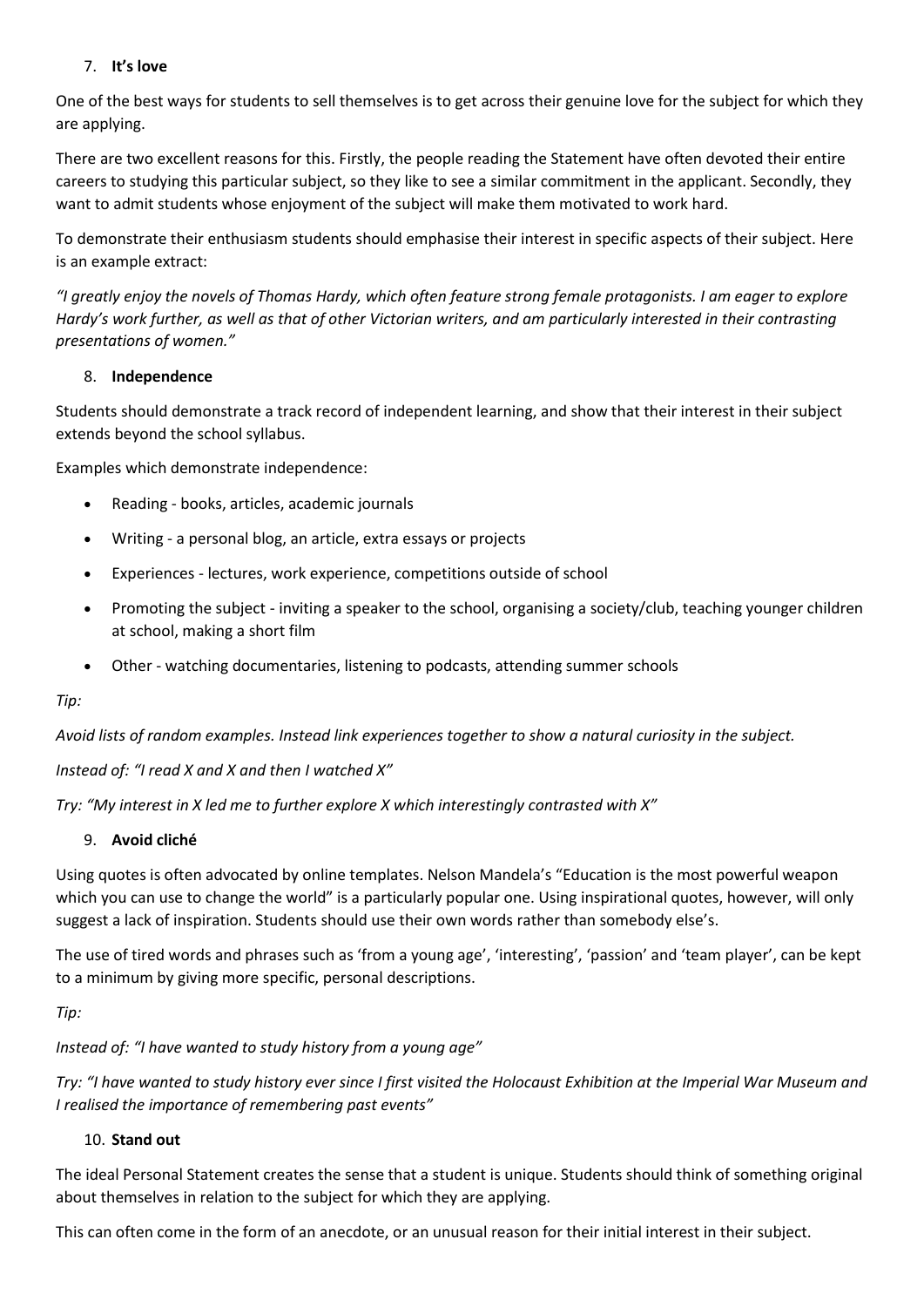7. **It's love**

One of the best ways for students to sell themselves is to get across their genuine love for the subject for which they are applying.

There are two excellent reasons for this. Firstly, the people reading the Statement have often devoted their entire careers to studying this particular subject, so they like to see a similar commitment in the applicant. Secondly, they want to admit students whose enjoyment of the subject will make them motivated to work hard.

To demonstrate their enthusiasm students should emphasise their interest in specific aspects of their subject. Here is an example extract:

*"I greatly enjoy the novels of Thomas Hardy, which often feature strong female protagonists. I am eager to explore Hardy's work further, as well as that of other Victorian writers, and am particularly interested in their contrasting presentations of women."*

8. **Independence**

Students should demonstrate a track record of independent learning, and show that their interest in their subject extends beyond the school syllabus.

Examples which demonstrate independence:

- Reading - books, articles, academic journals
- Writing - a personal blog, an article, extra essays or projects
- Experiences - lectures, work experience, competitions outside of school
- Promoting the subject - inviting a speaker to the school, organising a society/club, teaching younger children at school, making a short film
- Other - watching documentaries, listening to podcasts, attending summer schools

*Tip:*

*Avoid lists of random examples. Instead link experiences together to show a natural curiosity in the subject.*

*Instead of: "I read X and X and then I watched X"*

*Try: "My interest in X led me to further explore X which interestingly contrasted with X"*

9. **Avoid cliché**

Using quotes is often advocated by online templates. Nelson Mandela's "Education is the most powerful weapon which you can use to change the world" is a particularly popular one. Using inspirational quotes, however, will only suggest a lack of inspiration. Students should use their own words rather than somebody else's.

The use of tired words and phrases such as 'from a young age', 'interesting', 'passion' and 'team player', can be kept to a minimum by giving more specific, personal descriptions.

*Tip:*

*Instead of: "I have wanted to study history from a young age"*

*Try: "I have wanted to study history ever since I first visited the Holocaust Exhibition at the Imperial War Museum and I realised the importance of remembering past events"*

10. **Stand out**

The ideal Personal Statement creates the sense that a student is unique. Students should think of something original about themselves in relation to the subject for which they are applying.

This can often come in the form of an anecdote, or an unusual reason for their initial interest in their subject.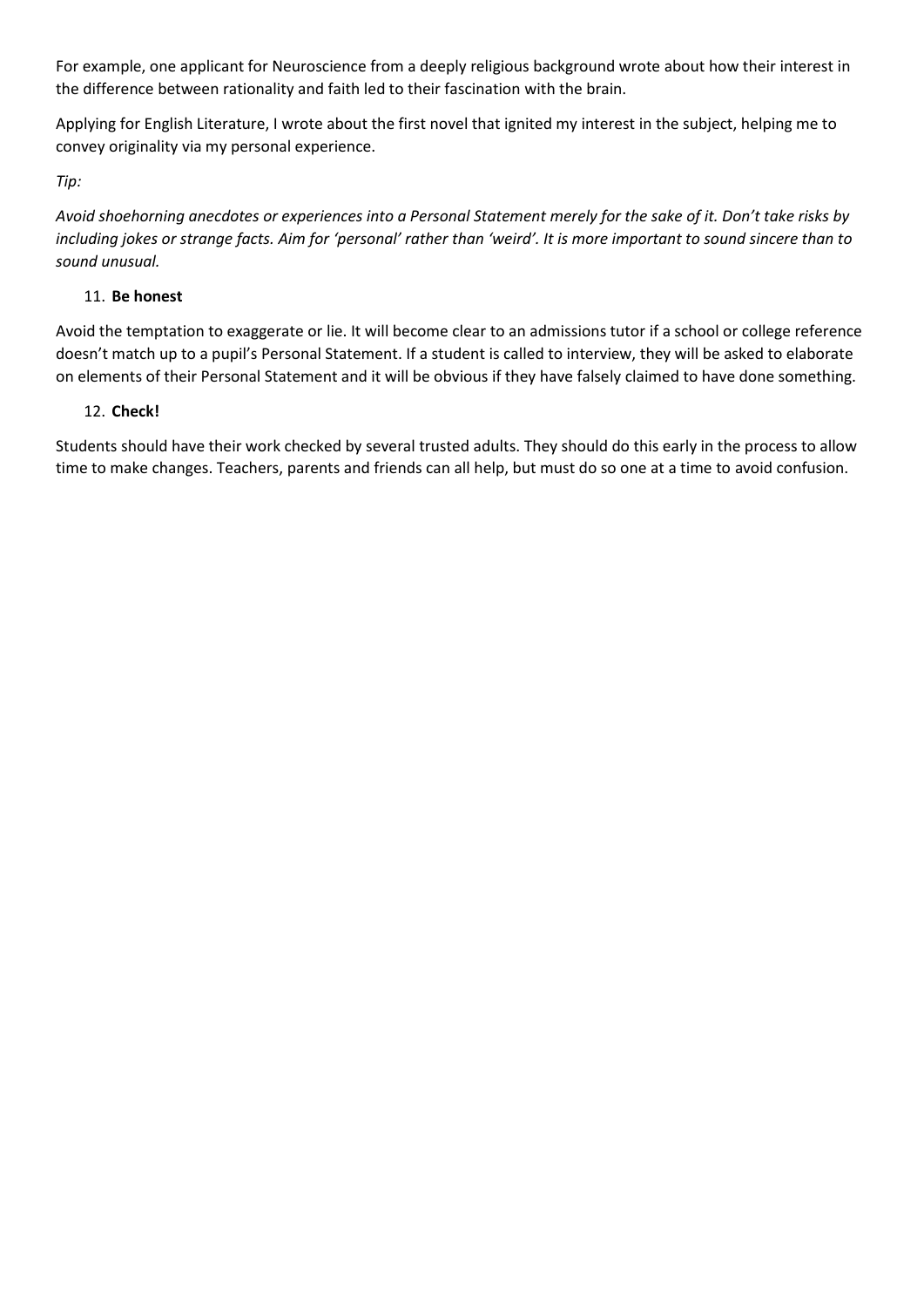For example, one applicant for Neuroscience from a deeply religious background wrote about how their interest in the difference between rationality and faith led to their fascination with the brain.

Applying for English Literature, I wrote about the first novel that ignited my interest in the subject, helping me to convey originality via my personal experience.

*Tip:*

*Avoid shoehorning anecdotes or experiences into a Personal Statement merely for the sake of it. Don't take risks by including jokes or strange facts. Aim for 'personal' rather than 'weird'. It is more important to sound sincere than to sound unusual.*

11. **Be honest**

Avoid the temptation to exaggerate or lie. It will become clear to an admissions tutor if a school or college reference doesn't match up to a pupil's Personal Statement. If a student is called to interview, they will be asked to elaborate on elements of their Personal Statement and it will be obvious if they have falsely claimed to have done something.

12. **Check!**

Students should have their work checked by several trusted adults. They should do this early in the process to allow time to make changes. Teachers, parents and friends can all help, but must do so one at a time to avoid confusion.